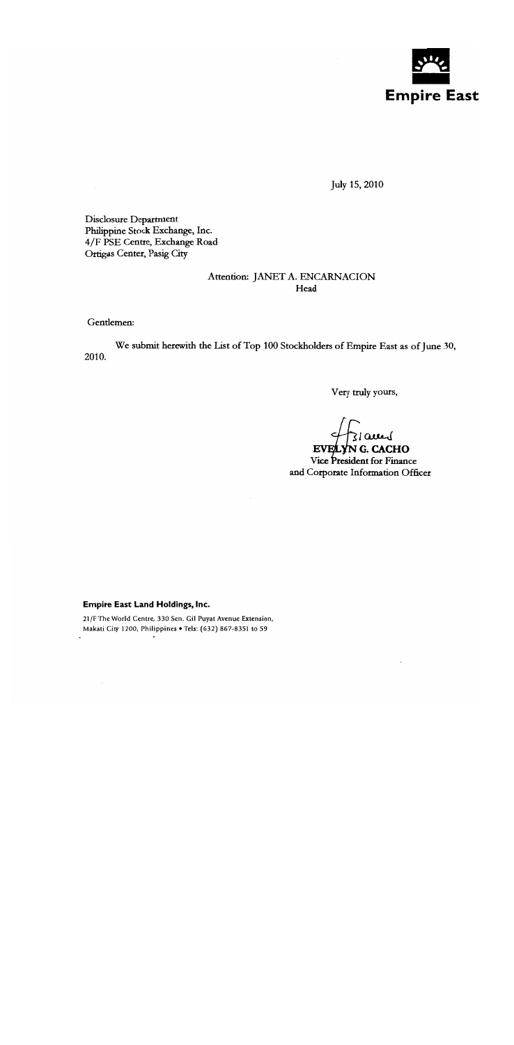**Empire East**

July 15, 2010

Disclosure Department
Philippine Stock Exchange, Inc.
4/F PSE Centre, Exchange Road
Ortigas Center, Pasig City

Attention: JANET A. ENCARNACION
Head

Gentlemen:

We submit herewith the List of Top 100 Stockholders of Empire East as of June 30, 2010.

Very truly yours,

**EVELYN G. CACHO**
Vice President for Finance
and Corporate Information Officer

**Empire East Land Holdings, Inc.**

21/F The World Centre, 330 Sen. Gil Puyat Avenue Extension,
Makati City 1200, Philippines • Tels: (632) 867-8351 to 59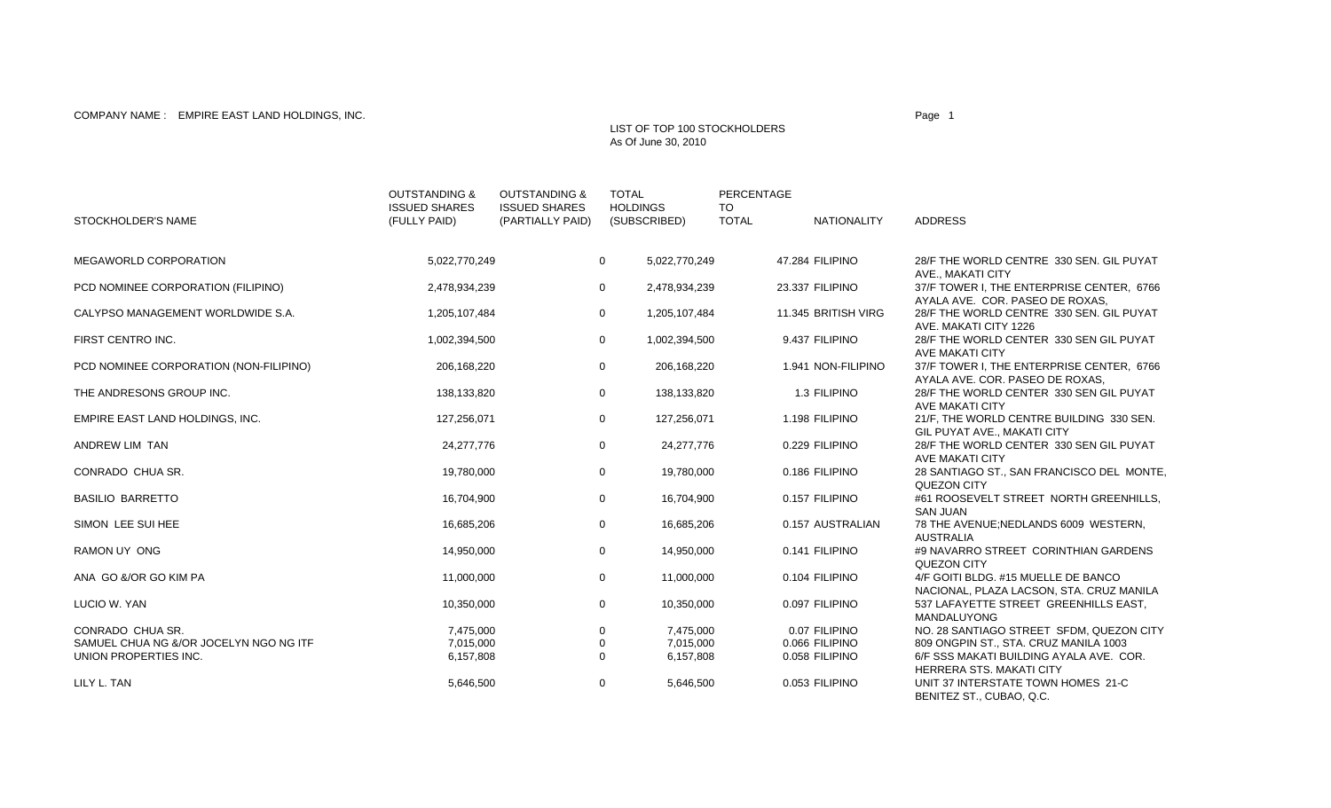COMPANY NAME : EMPIRE EAST LAND HOLDINGS, INC.

LIST OF TOP 100 STOCKHOLDERS
As Of June 30, 2010

| STOCKHOLDER'S NAME | OUTSTANDING & ISSUED SHARES (FULLY PAID) | OUTSTANDING & ISSUED SHARES (PARTIALLY PAID) | TOTAL HOLDINGS (SUBSCRIBED) | PERCENTAGE TO TOTAL | NATIONALITY | ADDRESS |
|---|---|---|---|---|---|---|
| MEGAWORLD CORPORATION | 5,022,770,249 | 0 | 5,022,770,249 | 47.284 | FILIPINO | 28/F THE WORLD CENTRE 330 SEN. GIL PUYAT AVE., MAKATI CITY |
| PCD NOMINEE CORPORATION (FILIPINO) | 2,478,934,239 | 0 | 2,478,934,239 | 23.337 | FILIPINO | 37/F TOWER I, THE ENTERPRISE CENTER, 6766 AYALA AVE. COR. PASEO DE ROXAS, |
| CALYPSO MANAGEMENT WORLDWIDE S.A. | 1,205,107,484 | 0 | 1,205,107,484 | 11.345 | BRITISH VIRG | 28/F THE WORLD CENTRE 330 SEN. GIL PUYAT AVE. MAKATI CITY 1226 |
| FIRST CENTRO INC. | 1,002,394,500 | 0 | 1,002,394,500 | 9.437 | FILIPINO | 28/F THE WORLD CENTER 330 SEN GIL PUYAT AVE MAKATI CITY |
| PCD NOMINEE CORPORATION (NON-FILIPINO) | 206,168,220 | 0 | 206,168,220 | 1.941 | NON-FILIPINO | 37/F TOWER I, THE ENTERPRISE CENTER, 6766 AYALA AVE. COR. PASEO DE ROXAS, |
| THE ANDRESONS GROUP INC. | 138,133,820 | 0 | 138,133,820 | 1.3 | FILIPINO | 28/F THE WORLD CENTER 330 SEN GIL PUYAT AVE MAKATI CITY |
| EMPIRE EAST LAND HOLDINGS, INC. | 127,256,071 | 0 | 127,256,071 | 1.198 | FILIPINO | 21/F, THE WORLD CENTRE BUILDING 330 SEN. GIL PUYAT AVE., MAKATI CITY |
| ANDREW LIM TAN | 24,277,776 | 0 | 24,277,776 | 0.229 | FILIPINO | 28/F THE WORLD CENTER 330 SEN GIL PUYAT AVE MAKATI CITY |
| CONRADO CHUA SR. | 19,780,000 | 0 | 19,780,000 | 0.186 | FILIPINO | 28 SANTIAGO ST., SAN FRANCISCO DEL MONTE, QUEZON CITY |
| BASILIO BARRETTO | 16,704,900 | 0 | 16,704,900 | 0.157 | FILIPINO | #61 ROOSEVELT STREET NORTH GREENHILLS, SAN JUAN |
| SIMON LEE SUI HEE | 16,685,206 | 0 | 16,685,206 | 0.157 | AUSTRALIAN | 78 THE AVENUE;NEDLANDS 6009 WESTERN, AUSTRALIA |
| RAMON UY ONG | 14,950,000 | 0 | 14,950,000 | 0.141 | FILIPINO | #9 NAVARRO STREET CORINTHIAN GARDENS QUEZON CITY |
| ANA GO &/OR GO KIM PA | 11,000,000 | 0 | 11,000,000 | 0.104 | FILIPINO | 4/F GOITI BLDG. #15 MUELLE DE BANCO NACIONAL, PLAZA LACSON, STA. CRUZ MANILA |
| LUCIO W. YAN | 10,350,000 | 0 | 10,350,000 | 0.097 | FILIPINO | 537 LAFAYETTE STREET GREENHILLS EAST, MANDALUYONG |
| CONRADO CHUA SR. | 7,475,000 | 0 | 7,475,000 | 0.07 | FILIPINO | NO. 28 SANTIAGO STREET SFDM, QUEZON CITY |
| SAMUEL CHUA NG &/OR JOCELYN NGO NG ITF | 7,015,000 | 0 | 7,015,000 | 0.066 | FILIPINO | 809 ONGPIN ST., STA. CRUZ MANILA 1003 |
| UNION PROPERTIES INC. | 6,157,808 | 0 | 6,157,808 | 0.058 | FILIPINO | 6/F SSS MAKATI BUILDING AYALA AVE. COR. HERRERA STS. MAKATI CITY |
| LILY L. TAN | 5,646,500 | 0 | 5,646,500 | 0.053 | FILIPINO | UNIT 37 INTERSTATE TOWN HOMES 21-C BENITEZ ST., CUBAO, Q.C. |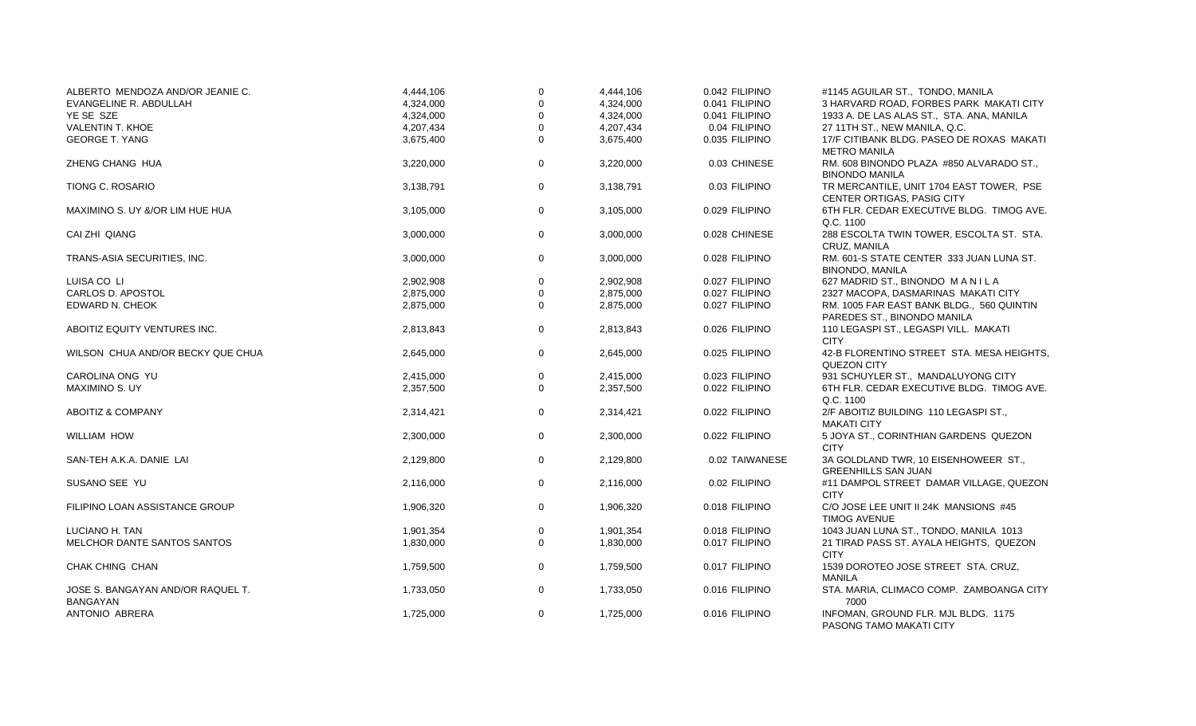| | | | | | | |
|---|---|---|---|---|---|---|
| ALBERTO MENDOZA AND/OR JEANIE C. | 4,444,106 | 0 | 4,444,106 | 0.042 | FILIPINO | #1145 AGUILAR ST., TONDO, MANILA |
| EVANGELINE R. ABDULLAH | 4,324,000 | 0 | 4,324,000 | 0.041 | FILIPINO | 3 HARVARD ROAD, FORBES PARK MAKATI CITY |
| YE SE SZE | 4,324,000 | 0 | 4,324,000 | 0.041 | FILIPINO | 1933 A. DE LAS ALAS ST., STA. ANA, MANILA |
| VALENTIN T. KHOE | 4,207,434 | 0 | 4,207,434 | 0.04 | FILIPINO | 27 11TH ST., NEW MANILA, Q.C. |
| GEORGE T. YANG | 3,675,400 | 0 | 3,675,400 | 0.035 | FILIPINO | 17/F CITIBANK BLDG. PASEO DE ROXAS MAKATI METRO MANILA |
| ZHENG CHANG HUA | 3,220,000 | 0 | 3,220,000 | 0.03 | CHINESE | RM. 608 BINONDO PLAZA #850 ALVARADO ST., BINONDO MANILA |
| TIONG C. ROSARIO | 3,138,791 | 0 | 3,138,791 | 0.03 | FILIPINO | TR MERCANTILE, UNIT 1704 EAST TOWER, PSE CENTER ORTIGAS, PASIG CITY |
| MAXIMINO S. UY &/OR LIM HUE HUA | 3,105,000 | 0 | 3,105,000 | 0.029 | FILIPINO | 6TH FLR. CEDAR EXECUTIVE BLDG. TIMOG AVE. Q.C. 1100 |
| CAI ZHI QIANG | 3,000,000 | 0 | 3,000,000 | 0.028 | CHINESE | 288 ESCOLTA TWIN TOWER, ESCOLTA ST. STA. CRUZ, MANILA |
| TRANS-ASIA SECURITIES, INC. | 3,000,000 | 0 | 3,000,000 | 0.028 | FILIPINO | RM. 601-S STATE CENTER 333 JUAN LUNA ST. BINONDO, MANILA |
| LUISA CO LI | 2,902,908 | 0 | 2,902,908 | 0.027 | FILIPINO | 627 MADRID ST., BINONDO M A N I L A |
| CARLOS D. APOSTOL | 2,875,000 | 0 | 2,875,000 | 0.027 | FILIPINO | 2327 MACOPA, DASMARINAS MAKATI CITY |
| EDWARD N. CHEOK | 2,875,000 | 0 | 2,875,000 | 0.027 | FILIPINO | RM. 1005 FAR EAST BANK BLDG., 560 QUINTIN PAREDES ST., BINONDO MANILA |
| ABOITIZ EQUITY VENTURES INC. | 2,813,843 | 0 | 2,813,843 | 0.026 | FILIPINO | 110 LEGASPI ST., LEGASPI VILL. MAKATI CITY |
| WILSON CHUA AND/OR BECKY QUE CHUA | 2,645,000 | 0 | 2,645,000 | 0.025 | FILIPINO | 42-B FLORENTINO STREET STA. MESA HEIGHTS, QUEZON CITY |
| CAROLINA ONG YU | 2,415,000 | 0 | 2,415,000 | 0.023 | FILIPINO | 931 SCHUYLER ST., MANDALUYONG CITY |
| MAXIMINO S. UY | 2,357,500 | 0 | 2,357,500 | 0.022 | FILIPINO | 6TH FLR. CEDAR EXECUTIVE BLDG. TIMOG AVE. Q.C. 1100 |
| ABOITIZ & COMPANY | 2,314,421 | 0 | 2,314,421 | 0.022 | FILIPINO | 2/F ABOITIZ BUILDING 110 LEGASPI ST., MAKATI CITY |
| WILLIAM HOW | 2,300,000 | 0 | 2,300,000 | 0.022 | FILIPINO | 5 JOYA ST., CORINTHIAN GARDENS QUEZON CITY |
| SAN-TEH A.K.A. DANIE LAI | 2,129,800 | 0 | 2,129,800 | 0.02 | TAIWANESE | 3A GOLDLAND TWR, 10 EISENHOWEER ST., GREENHILLS SAN JUAN |
| SUSANO SEE YU | 2,116,000 | 0 | 2,116,000 | 0.02 | FILIPINO | #11 DAMPOL STREET DAMAR VILLAGE, QUEZON CITY |
| FILIPINO LOAN ASSISTANCE GROUP | 1,906,320 | 0 | 1,906,320 | 0.018 | FILIPINO | C/O JOSE LEE UNIT II 24K MANSIONS #45 TIMOG AVENUE |
| LUCIANO H. TAN | 1,901,354 | 0 | 1,901,354 | 0.018 | FILIPINO | 1043 JUAN LUNA ST., TONDO, MANILA 1013 |
| MELCHOR DANTE SANTOS SANTOS | 1,830,000 | 0 | 1,830,000 | 0.017 | FILIPINO | 21 TIRAD PASS ST. AYALA HEIGHTS, QUEZON CITY |
| CHAK CHING CHAN | 1,759,500 | 0 | 1,759,500 | 0.017 | FILIPINO | 1539 DOROTEO JOSE STREET STA. CRUZ, MANILA |
| JOSE S. BANGAYAN AND/OR RAQUEL T. BANGAYAN | 1,733,050 | 0 | 1,733,050 | 0.016 | FILIPINO | STA. MARIA, CLIMACO COMP. ZAMBOANGA CITY 7000 |
| ANTONIO ABRERA | 1,725,000 | 0 | 1,725,000 | 0.016 | FILIPINO | INFOMAN, GROUND FLR. MJL BLDG. 1175 PASONG TAMO MAKATI CITY |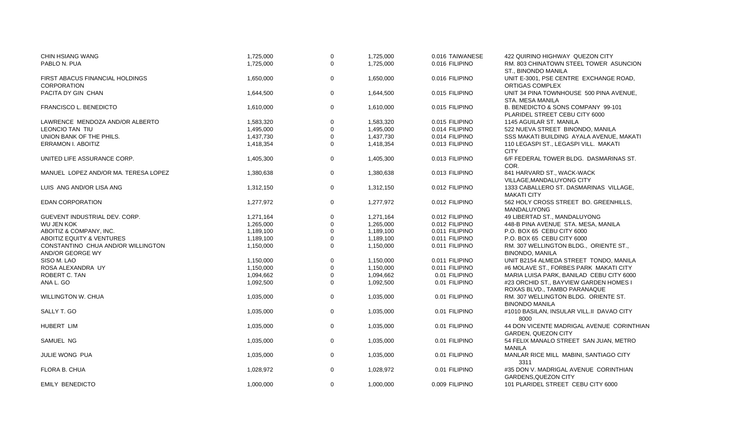| | | | | | |
|---|---|---|---|---|---|
| CHIN HSIANG WANG | 1,725,000 | 0 | 1,725,000 | 0.016 TAIWANESE | 422 QUIRINO HIGHWAY QUEZON CITY |
| PABLO N. PUA | 1,725,000 | 0 | 1,725,000 | 0.016 FILIPINO | RM. 803 CHINATOWN STEEL TOWER ASUNCION ST., BINONDO MANILA |
| FIRST ABACUS FINANCIAL HOLDINGS CORPORATION | 1,650,000 | 0 | 1,650,000 | 0.016 FILIPINO | UNIT E-3001, PSE CENTRE EXCHANGE ROAD, ORTIGAS COMPLEX |
| PACITA DY GIN CHAN | 1,644,500 | 0 | 1,644,500 | 0.015 FILIPINO | UNIT 34 PINA TOWNHOUSE 500 PINA AVENUE, STA. MESA MANILA |
| FRANCISCO L. BENEDICTO | 1,610,000 | 0 | 1,610,000 | 0.015 FILIPINO | B. BENEDICTO & SONS COMPANY 99-101 PLARIDEL STREET CEBU CITY 6000 |
| LAWRENCE MENDOZA AND/OR ALBERTO | 1,583,320 | 0 | 1,583,320 | 0.015 FILIPINO | 1145 AGUILAR ST. MANILA |
| LEONCIO TAN TIU | 1,495,000 | 0 | 1,495,000 | 0.014 FILIPINO | 522 NUEVA STREET BINONDO, MANILA |
| UNION BANK OF THE PHILS. | 1,437,730 | 0 | 1,437,730 | 0.014 FILIPINO | SSS MAKATI BUILDING AYALA AVENUE, MAKATI |
| ERRAMON I. ABOITIZ | 1,418,354 | 0 | 1,418,354 | 0.013 FILIPINO | 110 LEGASPI ST., LEGASPI VILL. MAKATI CITY |
| UNITED LIFE ASSURANCE CORP. | 1,405,300 | 0 | 1,405,300 | 0.013 FILIPINO | 6/F FEDERAL TOWER BLDG. DASMARINAS ST. COR. |
| MANUEL LOPEZ AND/OR MA. TERESA LOPEZ | 1,380,638 | 0 | 1,380,638 | 0.013 FILIPINO | 841 HARVARD ST., WACK-WACK VILLAGE,MANDALUYONG CITY |
| LUIS ANG AND/OR LISA ANG | 1,312,150 | 0 | 1,312,150 | 0.012 FILIPINO | 1333 CABALLERO ST. DASMARINAS VILLAGE, MAKATI CITY |
| EDAN CORPORATION | 1,277,972 | 0 | 1,277,972 | 0.012 FILIPINO | 562 HOLY CROSS STREET BO. GREENHILLS, MANDALUYONG |
| GUEVENT INDUSTRIAL DEV. CORP. | 1,271,164 | 0 | 1,271,164 | 0.012 FILIPINO | 49 LIBERTAD ST., MANDALUYONG |
| WU JEN KOK | 1,265,000 | 0 | 1,265,000 | 0.012 FILIPINO | 448-B PINA AVENUE STA. MESA, MANILA |
| ABOITIZ & COMPANY, INC. | 1,189,100 | 0 | 1,189,100 | 0.011 FILIPINO | P.O. BOX 65 CEBU CITY 6000 |
| ABOITIZ EQUITY & VENTURES | 1,189,100 | 0 | 1,189,100 | 0.011 FILIPINO | P.O. BOX 65 CEBU CITY 6000 |
| CONSTANTINO CHUA AND/OR WILLINGTON AND/OR GEORGE WY | 1,150,000 | 0 | 1,150,000 | 0.011 FILIPINO | RM. 307 WELLINGTON BLDG., ORIENTE ST., BINONDO, MANILA |
| SISO M. LAO | 1,150,000 | 0 | 1,150,000 | 0.011 FILIPINO | UNIT B2154 ALMEDA STREET TONDO, MANILA |
| ROSA ALEXANDRA UY | 1,150,000 | 0 | 1,150,000 | 0.011 FILIPINO | #6 MOLAVE ST., FORBES PARK MAKATI CITY |
| ROBERT C. TAN | 1,094,662 | 0 | 1,094,662 | 0.01 FILIPINO | MARIA LUISA PARK, BANILAD CEBU CITY 6000 |
| ANA L. GO | 1,092,500 | 0 | 1,092,500 | 0.01 FILIPINO | #23 ORCHID ST., BAYVIEW GARDEN HOMES I ROXAS BLVD., TAMBO PARANAQUE |
| WILLINGTON W. CHUA | 1,035,000 | 0 | 1,035,000 | 0.01 FILIPINO | RM. 307 WELLINGTON BLDG. ORIENTE ST. BINONDO MANILA |
| SALLY T. GO | 1,035,000 | 0 | 1,035,000 | 0.01 FILIPINO | #1010 BASILAN, INSULAR VILL.II DAVAO CITY 8000 |
| HUBERT LIM | 1,035,000 | 0 | 1,035,000 | 0.01 FILIPINO | 44 DON VICENTE MADRIGAL AVENUE CORINTHIAN GARDEN, QUEZON CITY |
| SAMUEL NG | 1,035,000 | 0 | 1,035,000 | 0.01 FILIPINO | 54 FELIX MANALO STREET SAN JUAN, METRO MANILA |
| JULIE WONG PUA | 1,035,000 | 0 | 1,035,000 | 0.01 FILIPINO | MANLAR RICE MILL MABINI, SANTIAGO CITY 3311 |
| FLORA B. CHUA | 1,028,972 | 0 | 1,028,972 | 0.01 FILIPINO | #35 DON V. MADRIGAL AVENUE CORINTHIAN GARDENS,QUEZON CITY |
| EMILY BENEDICTO | 1,000,000 | 0 | 1,000,000 | 0.009 FILIPINO | 101 PLARIDEL STREET CEBU CITY 6000 |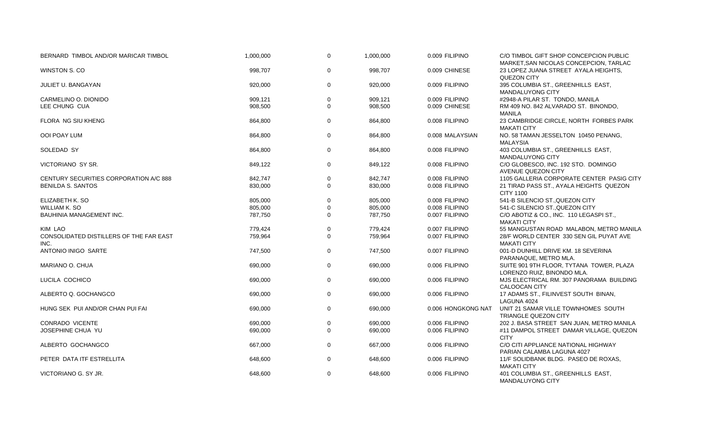| | | | | | |
|---|---|---|---|---|---|
| BERNARD TIMBOL AND/OR MARICAR TIMBOL | 1,000,000 | 0 | 1,000,000 | 0.009 | FILIPINO | C/O TIMBOL GIFT SHOP CONCEPCION PUBLIC MARKET,SAN NICOLAS CONCEPCION, TARLAC |
| WINSTON S. CO | 998,707 | 0 | 998,707 | 0.009 | CHINESE | 23 LOPEZ JUANA STREET AYALA HEIGHTS, QUEZON CITY |
| JULIET U. BANGAYAN | 920,000 | 0 | 920,000 | 0.009 | FILIPINO | 395 COLUMBIA ST., GREENHILLS EAST, MANDALUYONG CITY |
| CARMELINO O. DIONIDO | 909,121 | 0 | 909,121 | 0.009 | FILIPINO | #2948-A PILAR ST. TONDO, MANILA |
| LEE CHUNG CUA | 908,500 | 0 | 908,500 | 0.009 | CHINESE | RM 409 NO. 842 ALVARADO ST. BINONDO, MANILA |
| FLORA NG SIU KHENG | 864,800 | 0 | 864,800 | 0.008 | FILIPINO | 23 CAMBRIDGE CIRCLE, NORTH FORBES PARK MAKATI CITY |
| OOI POAY LUM | 864,800 | 0 | 864,800 | 0.008 | MALAYSIAN | NO. 58 TAMAN JESSELTON 10450 PENANG, MALAYSIA |
| SOLEDAD SY | 864,800 | 0 | 864,800 | 0.008 | FILIPINO | 403 COLUMBIA ST., GREENHILLS EAST, MANDALUYONG CITY |
| VICTORIANO SY SR. | 849,122 | 0 | 849,122 | 0.008 | FILIPINO | C/O GLOBESCO, INC. 192 STO. DOMINGO AVENUE QUEZON CITY |
| CENTURY SECURITIES CORPORATION A/C 888 | 842,747 | 0 | 842,747 | 0.008 | FILIPINO | 1105 GALLERIA CORPORATE CENTER PASIG CITY |
| BENILDA S. SANTOS | 830,000 | 0 | 830,000 | 0.008 | FILIPINO | 21 TIRAD PASS ST., AYALA HEIGHTS QUEZON CITY 1100 |
| ELIZABETH K. SO | 805,000 | 0 | 805,000 | 0.008 | FILIPINO | 541-B SILENCIO ST.,QUEZON CITY |
| WILLIAM K. SO | 805,000 | 0 | 805,000 | 0.008 | FILIPINO | 541-C SILENCIO ST.,QUEZON CITY |
| BAUHINIA MANAGEMENT INC. | 787,750 | 0 | 787,750 | 0.007 | FILIPINO | C/O ABOTIZ & CO., INC. 110 LEGASPI ST., MAKATI CITY |
| KIM LAO | 779,424 | 0 | 779,424 | 0.007 | FILIPINO | 55 MANGUSTAN ROAD MALABON, METRO MANILA |
| CONSOLIDATED DISTILLERS OF THE FAR EAST INC. | 759,964 | 0 | 759,964 | 0.007 | FILIPINO | 28/F WORLD CENTER 330 SEN GIL PUYAT AVE MAKATI CITY |
| ANTONIO INIGO SARTE | 747,500 | 0 | 747,500 | 0.007 | FILIPINO | 001-D DUNHILL DRIVE KM. 18 SEVERINA PARANAQUE, METRO MLA. |
| MARIANO O. CHUA | 690,000 | 0 | 690,000 | 0.006 | FILIPINO | SUITE 901 9TH FLOOR, TYTANA TOWER, PLAZA LORENZO RUIZ, BINONDO MLA. |
| LUCILA COCHICO | 690,000 | 0 | 690,000 | 0.006 | FILIPINO | MJS ELECTRICAL RM. 307 PANORAMA BUILDING CALOOCAN CITY |
| ALBERTO Q. GOCHANGCO | 690,000 | 0 | 690,000 | 0.006 | FILIPINO | 17 ADAMS ST., FILINVEST SOUTH BINAN, LAGUNA 4024 |
| HUNG SEK PUI AND/OR CHAN PUI FAI | 690,000 | 0 | 690,000 | 0.006 | HONGKONG NAT | UNIT 21 SAMAR VILLE TOWNHOMES SOUTH TRIANGLE QUEZON CITY |
| CONRADO VICENTE | 690,000 | 0 | 690,000 | 0.006 | FILIPINO | 202 J. BASA STREET SAN JUAN, METRO MANILA |
| JOSEPHINE CHUA YU | 690,000 | 0 | 690,000 | 0.006 | FILIPINO | #11 DAMPOL STREET DAMAR VILLAGE, QUEZON CITY |
| ALBERTO GOCHANGCO | 667,000 | 0 | 667,000 | 0.006 | FILIPINO | C/O CITI APPLIANCE NATIONAL HIGHWAY PARIAN CALAMBA LAGUNA 4027 |
| PETER DATA ITF ESTRELLITA | 648,600 | 0 | 648,600 | 0.006 | FILIPINO | 11/F SOLIDBANK BLDG. PASEO DE ROXAS, MAKATI CITY |
| VICTORIANO G. SY JR. | 648,600 | 0 | 648,600 | 0.006 | FILIPINO | 401 COLUMBIA ST., GREENHILLS EAST, MANDALUYONG CITY |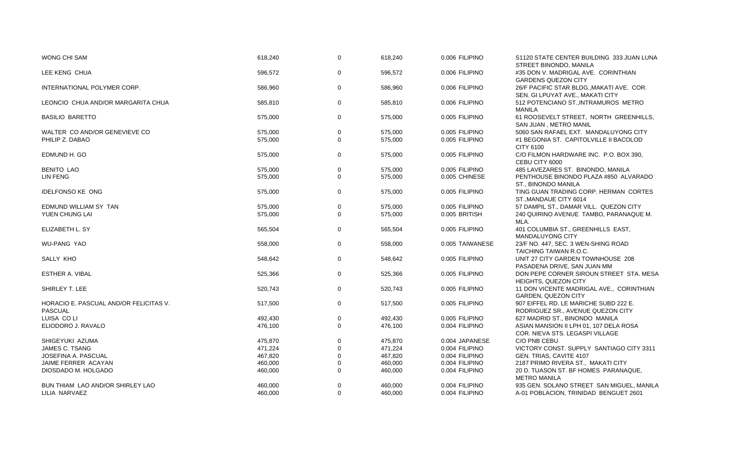| | | | | | |
|---|---|---|---|---|---|
| WONG CHI SAM | 618,240 | 0 | 618,240 | 0.006 | FILIPINO | S1120 STATE CENTER BUILDING 333 JUAN LUNA STREET BINONDO, MANILA |
| LEE KENG CHUA | 596,572 | 0 | 596,572 | 0.006 | FILIPINO | #35 DON V. MADRIGAL AVE. CORINTHIAN GARDENS QUEZON CITY |
| INTERNATIONAL POLYMER CORP. | 586,960 | 0 | 586,960 | 0.006 | FILIPINO | 26/F PACIFIC STAR BLDG.,MAKATI AVE. COR. SEN. GI LPUYAT AVE., MAKATI CITY |
| LEONCIO CHUA AND/OR MARGARITA CHUA | 585,810 | 0 | 585,810 | 0.006 | FILIPINO | 512 POTENCIANO ST.,INTRAMUROS METRO MANILA |
| BASILIO BARETTO | 575,000 | 0 | 575,000 | 0.005 | FILIPINO | 61 ROOSEVELT STREET, NORTH GREENHILLS, SAN JUAN , METRO MANIL |
| WALTER CO AND/OR GENEVIEVE CO | 575,000 | 0 | 575,000 | 0.005 | FILIPINO | 5060 SAN RAFAEL EXT. MANDALUYONG CITY |
| PHILIP Z. DABAO | 575,000 | 0 | 575,000 | 0.005 | FILIPINO | #1 BEGONIA ST. CAPITOLVILLE II BACOLOD CITY 6100 |
| EDMUND H. GO | 575,000 | 0 | 575,000 | 0.005 | FILIPINO | C/O FILMON HARDWARE INC. P.O. BOX 390, CEBU CITY 6000 |
| BENITO LAO | 575,000 | 0 | 575,000 | 0.005 | FILIPINO | 485 LAVEZARES ST. BINONDO, MANILA |
| LIN FENG | 575,000 | 0 | 575,000 | 0.005 | CHINESE | PENTHOUSE BINONDO PLAZA #850 ALVARADO ST., BINONDO MANILA |
| IDELFONSO KE ONG | 575,000 | 0 | 575,000 | 0.005 | FILIPINO | TING GUAN TRADING CORP. HERMAN CORTES ST.,MANDAUE CITY 6014 |
| EDMUND WILLIAM SY TAN | 575,000 | 0 | 575,000 | 0.005 | FILIPINO | 57 DAMPIL ST., DAMAR VILL. QUEZON CITY |
| YUEN CHUNG LAI | 575,000 | 0 | 575,000 | 0.005 | BRITISH | 240 QUIRINO AVENUE TAMBO, PARANAQUE M. MLA. |
| ELIZABETH L. SY | 565,504 | 0 | 565,504 | 0.005 | FILIPINO | 401 COLUMBIA ST., GREENHILLS EAST, MANDALUYONG CITY |
| WU-PANG YAO | 558,000 | 0 | 558,000 | 0.005 | TAIWANESE | 23/F NO. 447, SEC. 3 WEN-SHING ROAD TAICHING TAIWAN R.O.C. |
| SALLY KHO | 548,642 | 0 | 548,642 | 0.005 | FILIPINO | UNIT 27 CITY GARDEN TOWNHOUSE 208 PASADENA DRIVE, SAN JUAN MM |
| ESTHER A. VIBAL | 525,366 | 0 | 525,366 | 0.005 | FILIPINO | DON PEPE CORNER SIROUN STREET STA. MESA HEIGHTS, QUEZON CITY |
| SHIRLEY T. LEE | 520,743 | 0 | 520,743 | 0.005 | FILIPINO | 11 DON VICENTE MADRIGAL AVE., CORINTHIAN GARDEN, QUEZON CITY |
| HORACIO E. PASCUAL AND/OR FELICITAS V. PASCUAL | 517,500 | 0 | 517,500 | 0.005 | FILIPINO | 907 EIFFEL RD. LE MARICHE SUBD 222 E. RODRIGUEZ SR., AVENUE QUEZON CITY |
| LUISA CO LI | 492,430 | 0 | 492,430 | 0.005 | FILIPINO | 627 MADRID ST., BINONDO MANILA |
| ELIODORO J. RAVALO | 476,100 | 0 | 476,100 | 0.004 | FILIPINO | ASIAN MANSION II LPH 01, 107 DELA ROSA COR. NIEVA STS. LEGASPI VILLAGE |
| SHIGEYUKI AZUMA | 475,870 | 0 | 475,870 | 0.004 | JAPANESE | C/O PNB CEBU |
| JAMES C. TSANG | 471,224 | 0 | 471,224 | 0.004 | FILIPINO | VICTORY CONST. SUPPLY SANTIAGO CITY 3311 |
| JOSEFINA A. PASCUAL | 467,820 | 0 | 467,820 | 0.004 | FILIPINO | GEN. TRIAS, CAVITE 4107 |
| JAIME FERRER ACAYAN | 460,000 | 0 | 460,000 | 0.004 | FILIPINO | 2187 PRIMO RIVERA ST., MAKATI CITY |
| DIOSDADO M. HOLGADO | 460,000 | 0 | 460,000 | 0.004 | FILIPINO | 20 D. TUASON ST. BF HOMES PARANAQUE, METRO MANILA |
| BUN THIAM LAO AND/OR SHIRLEY LAO | 460,000 | 0 | 460,000 | 0.004 | FILIPINO | 935 GEN. SOLANO STREET SAN MIGUEL, MANILA |
| LILIA NARVAEZ | 460,000 | 0 | 460,000 | 0.004 | FILIPINO | A-01 POBLACION, TRINIDAD BENGUET 2601 |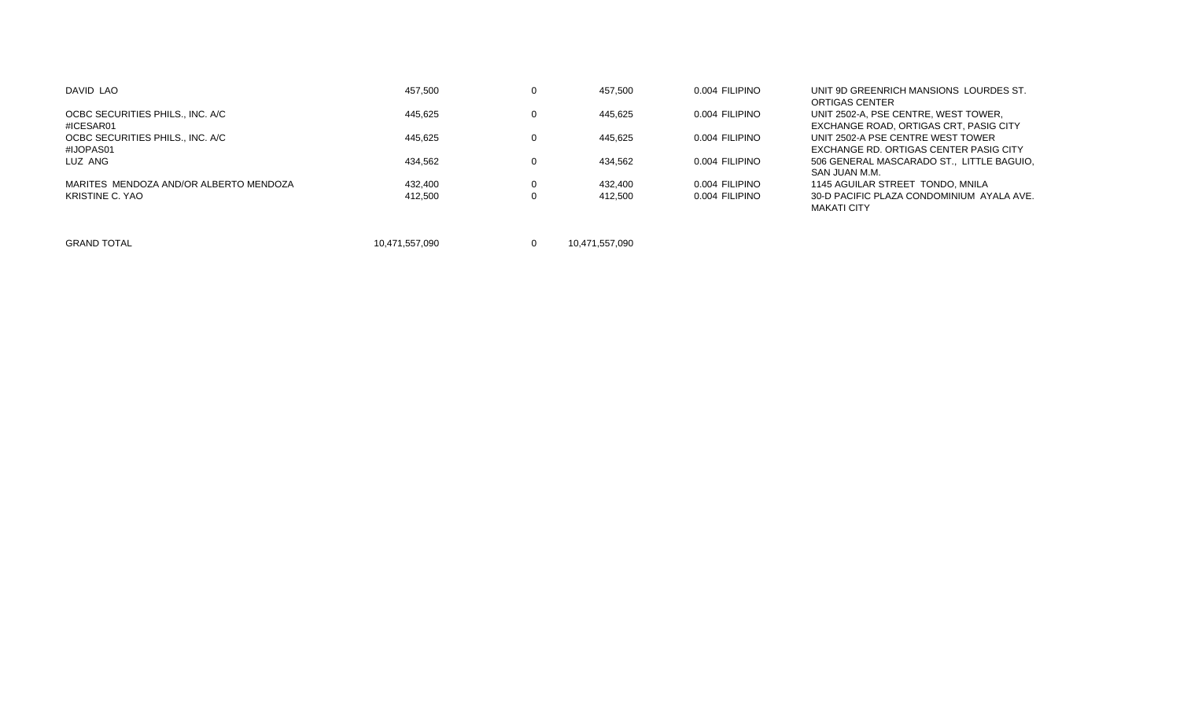| | | | | | | |
|---|---|---|---|---|---|---|
| DAVID LAO | 457,500 | 0 | 457,500 | 0.004 | FILIPINO | UNIT 9D GREENRICH MANSIONS LOURDES ST. ORTIGAS CENTER |
| OCBC SECURITIES PHILS., INC. A/C #ICESAR01 | 445,625 | 0 | 445,625 | 0.004 | FILIPINO | UNIT 2502-A, PSE CENTRE, WEST TOWER, EXCHANGE ROAD, ORTIGAS CRT, PASIG CITY |
| OCBC SECURITIES PHILS., INC. A/C #IJOPAS01 | 445,625 | 0 | 445,625 | 0.004 | FILIPINO | UNIT 2502-A PSE CENTRE WEST TOWER EXCHANGE RD. ORTIGAS CENTER PASIG CITY |
| LUZ ANG | 434,562 | 0 | 434,562 | 0.004 | FILIPINO | 506 GENERAL MASCARADO ST., LITTLE BAGUIO, SAN JUAN M.M. |
| MARITES MENDOZA AND/OR ALBERTO MENDOZA | 432,400 | 0 | 432,400 | 0.004 | FILIPINO | 1145 AGUILAR STREET TONDO, MNILA |
| KRISTINE C. YAO | 412,500 | 0 | 412,500 | 0.004 | FILIPINO | 30-D PACIFIC PLAZA CONDOMINIUM AYALA AVE. MAKATI CITY |
| | | | | | | |
| GRAND TOTAL | 10,471,557,090 | 0 | 10,471,557,090 | | | |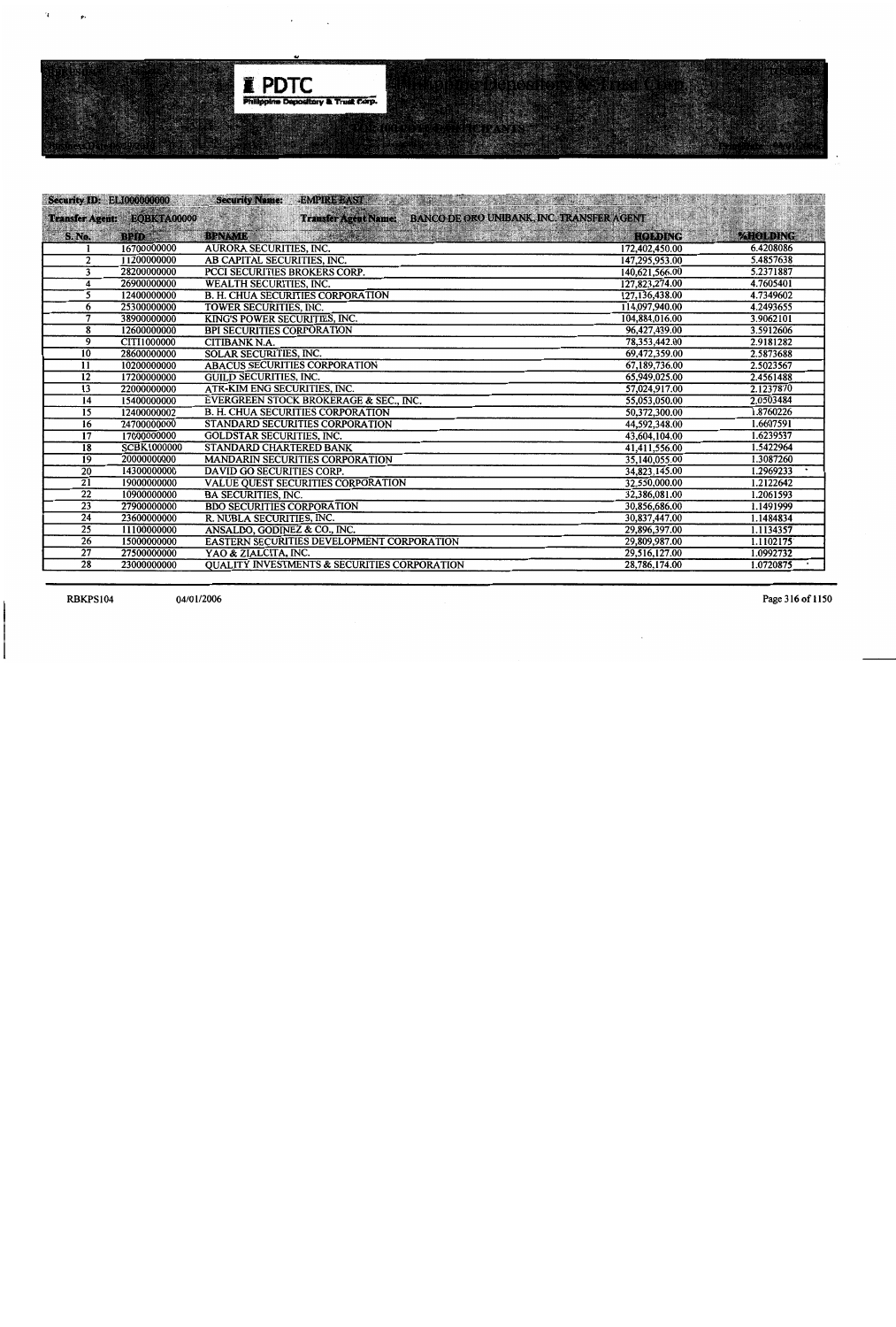**PDTC**
Philippine Depository & Trust Corp.

**Security ID:** ELI000000000 **Security Name:** EMPIRE EAST

**Transfer Agent:** EQBKTA00000 **Transfer Agent Name:** BANCO DE ORO UNIBANK, INC. TRANSFER AGENT

| S. No. | BPID | BPNAME | HOLDING | %HOLDING |
|---|---|---|---|---|
| 1 | 16700000000 | AURORA SECURITIES, INC. | 172,402,450.00 | 6.4208086 |
| 2 | 11200000000 | AB CAPITAL SECURITIES, INC. | 147,295,953.00 | 5.4857638 |
| 3 | 28200000000 | PCCI SECURITIES BROKERS CORP. | 140,621,566.00 | 5.2371887 |
| 4 | 26900000000 | WEALTH SECURITIES, INC. | 127,823,274.00 | 4.7605401 |
| 5 | 12400000000 | B. H. CHUA SECURITIES CORPORATION | 127,136,438.00 | 4.7349602 |
| 6 | 25300000000 | TOWER SECURITIES, INC. | 114,097,940.00 | 4.2493655 |
| 7 | 38900000000 | KING'S POWER SECURITIES, INC. | 104,884,016.00 | 3.9062101 |
| 8 | 12600000000 | BPI SECURITIES CORPORATION | 96,427,439.00 | 3.5912606 |
| 9 | CITI1000000 | CITIBANK N.A. | 78,353,442.00 | 2.9181282 |
| 10 | 28600000000 | SOLAR SECURITIES, INC. | 69,472,359.00 | 2.5873688 |
| 11 | 10200000000 | ABACUS SECURITIES CORPORATION | 67,189,736.00 | 2.5023567 |
| 12 | 17200000000 | GUILD SECURITIES, INC. | 65,949,025.00 | 2.4561488 |
| 13 | 22000000000 | ATR-KIM ENG SECURITIES, INC. | 57,024,917.00 | 2.1237870 |
| 14 | 15400000000 | EVERGREEN STOCK BROKERAGE & SEC., INC. | 55,053,050.00 | 2.0503484 |
| 15 | 12400000002 | B. H. CHUA SECURITIES CORPORATION | 50,372,300.00 | 1.8760226 |
| 16 | 24700000000 | STANDARD SECURITIES CORPORATION | 44,592,348.00 | 1.6607591 |
| 17 | 17000000000 | GOLDSTAR SECURITIES, INC. | 43,604,104.00 | 1.6239537 |
| 18 | SCBK1000000 | STANDARD CHARTERED BANK | 41,411,556.00 | 1.5422964 |
| 19 | 20000000000 | MANDARIN SECURITIES CORPORATION | 35,140,055.00 | 1.3087260 |
| 20 | 14300000000 | DAVID GO SECURITIES CORP. | 34,823,145.00 | 1.2969233 |
| 21 | 19000000000 | VALUE QUEST SECURITIES CORPORATION | 32,550,000.00 | 1.2122642 |
| 22 | 10900000000 | BA SECURITIES, INC. | 32,386,081.00 | 1.2061593 |
| 23 | 27900000000 | BDO SECURITIES CORPORATION | 30,856,686.00 | 1.1491999 |
| 24 | 23600000000 | R. NUBLA SECURITIES, INC. | 30,837,447.00 | 1.1484834 |
| 25 | 11100000000 | ANSALDO, GODINEZ & CO., INC. | 29,896,397.00 | 1.1134357 |
| 26 | 15000000000 | EASTERN SECURITIES DEVELOPMENT CORPORATION | 29,809,987.00 | 1.1102175 |
| 27 | 27500000000 | YAO & ZIALCITA, INC. | 29,516,127.00 | 1.0992732 |
| 28 | 23000000000 | QUALITY INVESTMENTS & SECURITIES CORPORATION | 28,786,174.00 | 1.0720875 |

RBKPS104 04/01/2006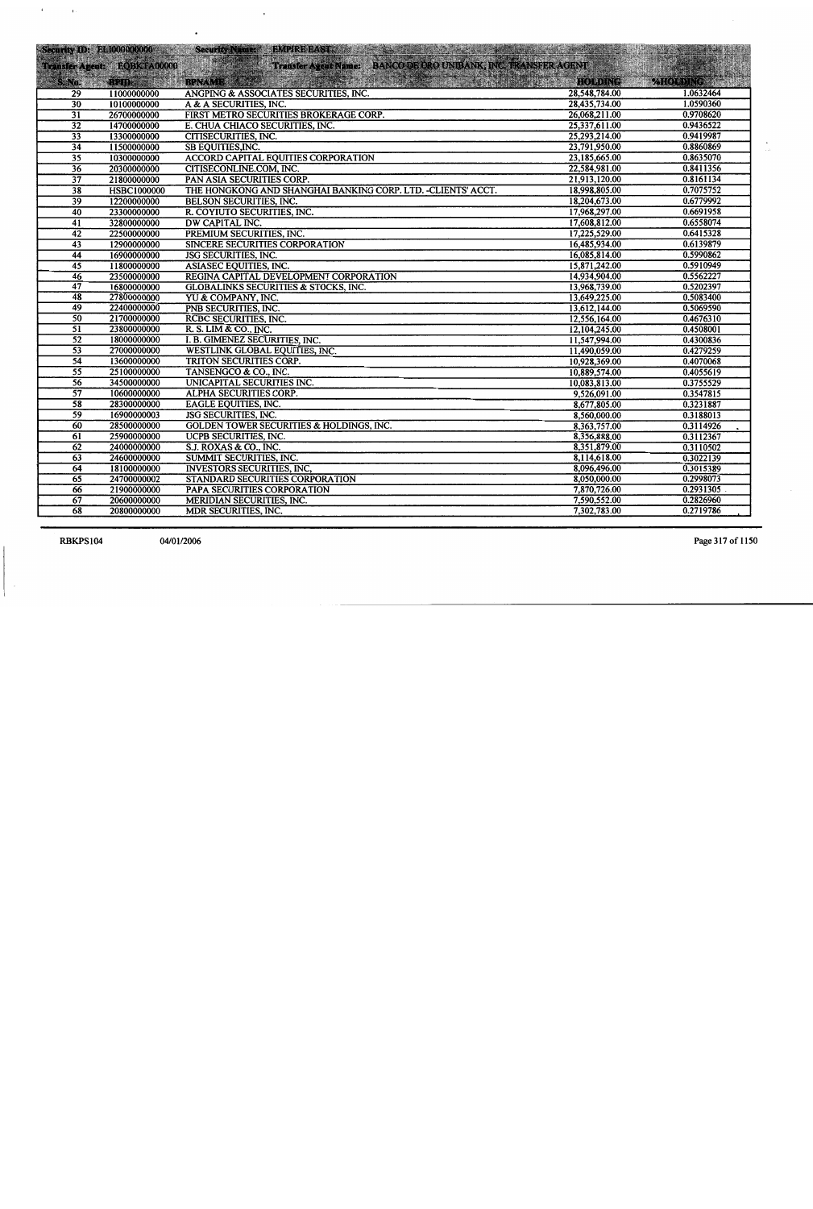**Security ID:** EL1000000000 **Security Name:** EMPIRE EAST

**Transfer Agent:** EQBKTA00000 **Transfer Agent Name:** BANCO DE ORO UNIBANK, INC. TRANSFER AGENT

| S. No. | BPID | BPNAME | HOLDING | %HOLDING |
|---|---|---|---|---|
| 29 | 11000000000 | ANGPING & ASSOCIATES SECURITIES, INC. | 28,548,784.00 | 1.0632464 |
| 30 | 10100000000 | A & A SECURITIES, INC. | 28,435,734.00 | 1.0590360 |
| 31 | 26700000000 | FIRST METRO SECURITIES BROKERAGE CORP. | 26,068,211.00 | 0.9708620 |
| 32 | 14700000000 | E. CHUA CHIACO SECURITIES, INC. | 25,337,611.00 | 0.9436522 |
| 33 | 13300000000 | CITISECURITIES, INC. | 25,293,214.00 | 0.9419987 |
| 34 | 11500000000 | SB EQUITIES,INC. | 23,791,950.00 | 0.8860869 |
| 35 | 10300000000 | ACCORD CAPITAL EQUITIES CORPORATION | 23,185,665.00 | 0.8635070 |
| 36 | 20300000000 | CITISECONLINE.COM, INC. | 22,584,981.00 | 0.8411356 |
| 37 | 21800000000 | PAN ASIA SECURITIES CORP. | 21,913,120.00 | 0.8161134 |
| 38 | HSBC1000000 | THE HONGKONG AND SHANGHAI BANKING CORP. LTD. -CLIENTS' ACCT. | 18,998,805.00 | 0.7075752 |
| 39 | 12200000000 | BELSON SECURITIES, INC. | 18,204,673.00 | 0.6779992 |
| 40 | 23300000000 | R. COYIUTO SECURITIES, INC. | 17,968,297.00 | 0.6691958 |
| 41 | 32800000000 | DW CAPITAL INC. | 17,608,812.00 | 0.6558074 |
| 42 | 22500000000 | PREMIUM SECURITIES, INC. | 17,225,529.00 | 0.6415328 |
| 43 | 12900000000 | SINCERE SECURITIES CORPORATION | 16,485,934.00 | 0.6139879 |
| 44 | 16900000000 | JSG SECURITIES, INC. | 16,085,814.00 | 0.5990862 |
| 45 | 11800000000 | ASIASEC EQUITIES, INC. | 15,871,242.00 | 0.5910949 |
| 46 | 23500000000 | REGINA CAPITAL DEVELOPMENT CORPORATION | 14,934,904.00 | 0.5562227 |
| 47 | 16800000000 | GLOBALINKS SECURITIES & STOCKS, INC. | 13,968,739.00 | 0.5202397 |
| 48 | 27800000000 | YU & COMPANY, INC. | 13,649,225.00 | 0.5083400 |
| 49 | 22400000000 | PNB SECURITIES, INC. | 13,612,144.00 | 0.5069590 |
| 50 | 21700000000 | RCBC SECURITIES, INC. | 12,556,164.00 | 0.4676310 |
| 51 | 23800000000 | R. S. LIM & CO., INC. | 12,104,245.00 | 0.4508001 |
| 52 | 18000000000 | I. B. GIMENEZ SECURITIES, INC. | 11,547,994.00 | 0.4300836 |
| 53 | 27000000000 | WESTLINK GLOBAL EQUITIES, INC. | 11,490,059.00 | 0.4279259 |
| 54 | 13600000000 | TRITON SECURITIES CORP. | 10,928,369.00 | 0.4070068 |
| 55 | 25100000000 | TANSENGCO & CO., INC. | 10,889,574.00 | 0.4055619 |
| 56 | 34500000000 | UNICAPITAL SECURITIES INC. | 10,083,813.00 | 0.3755529 |
| 57 | 10600000000 | ALPHA SECURITIES CORP. | 9,526,091.00 | 0.3547815 |
| 58 | 28300000000 | EAGLE EQUITIES, INC. | 8,677,805.00 | 0.3231887 |
| 59 | 16900000003 | JSG SECURITIES, INC. | 8,560,000.00 | 0.3188013 |
| 60 | 28500000000 | GOLDEN TOWER SECURITIES & HOLDINGS, INC. | 8,363,757.00 | 0.3114926 |
| 61 | 25900000000 | UCPB SECURITIES, INC. | 8,356,888.00 | 0.3112367 |
| 62 | 24000000000 | S.J. ROXAS & CO., INC. | 8,351,879.00 | 0.3110502 |
| 63 | 24600000000 | SUMMIT SECURITIES, INC. | 8,114,618.00 | 0.3022139 |
| 64 | 18100000000 | INVESTORS SECURITIES, INC, | 8,096,496.00 | 0.3015389 |
| 65 | 24700000002 | STANDARD SECURITIES CORPORATION | 8,050,000.00 | 0.2998073 |
| 66 | 21900000000 | PAPA SECURITIES CORPORATION | 7,870,726.00 | 0.2931305 |
| 67 | 20600000000 | MERIDIAN SECURITIES, INC. | 7,590,552.00 | 0.2826960 |
| 68 | 20800000000 | MDR SECURITIES, INC. | 7,302,783.00 | 0.2719786 |

RBKPS104 04/01/2006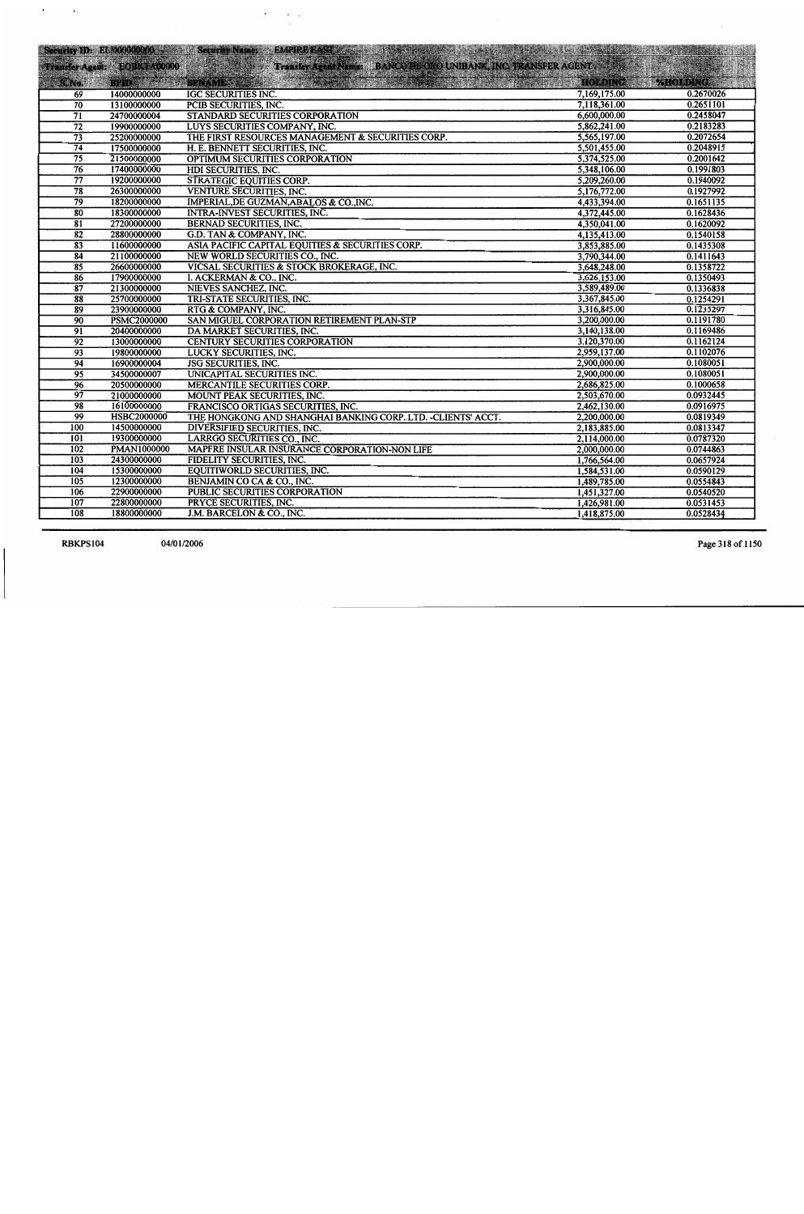| Security ID: | ELI000000000 | Security Name: EMPIRE EAST | | |
|---|---|---|---|---|
| Transfer Agent: | EQBKTA00000 | Transfer Agent Name: BANCO DE ORO UNIBANK, INC. TRANSFER AGENT | | |
| S. No. | BPID | BPNAME | HOLDING | %HOLDING |
| 69 | 14000000000 | IGC SECURITIES INC. | 7,169,175.00 | 0.2670026 |
| 70 | 13100000000 | PCIB SECURITIES, INC. | 7,118,361.00 | 0.2651101 |
| 71 | 24700000004 | STANDARD SECURITIES CORPORATION | 6,600,000.00 | 0.2458047 |
| 72 | 19900000000 | LUYS SECURITIES COMPANY, INC. | 5,862,241.00 | 0.2183283 |
| 73 | 25200000000 | THE FIRST RESOURCES MANAGEMENT & SECURITIES CORP. | 5,565,197.00 | 0.2072654 |
| 74 | 17500000000 | H. E. BENNETT SECURITIES, INC. | 5,501,455.00 | 0.2048915 |
| 75 | 21500000000 | OPTIMUM SECURITIES CORPORATION | 5,374,525.00 | 0.2001642 |
| 76 | 17400000000 | HDI SECURITIES, INC. | 5,348,106.00 | 0.1991803 |
| 77 | 19200000000 | STRATEGIC EQUITIES CORP. | 5,209,260.00 | 0.1940092 |
| 78 | 26300000000 | VENTURE SECURITIES, INC. | 5,176,772.00 | 0.1927992 |
| 79 | 18200000000 | IMPERIAL,DE GUZMAN,ABALOS & CO.,INC. | 4,433,394.00 | 0.1651135 |
| 80 | 18300000000 | INTRA-INVEST SECURITIES, INC. | 4,372,445.00 | 0.1628436 |
| 81 | 27200000000 | BERNAD SECURITIES, INC. | 4,350,041.00 | 0.1620092 |
| 82 | 28800000000 | G.D. TAN & COMPANY, INC. | 4,135,413.00 | 0.1540158 |
| 83 | 11600000000 | ASIA PACIFIC CAPITAL EQUITIES & SECURITIES CORP. | 3,853,885.00 | 0.1435308 |
| 84 | 21100000000 | NEW WORLD SECURITIES CO., INC. | 3,790,344.00 | 0.1411643 |
| 85 | 26600000000 | VICSAL SECURITIES & STOCK BROKERAGE, INC. | 3,648,248.00 | 0.1358722 |
| 86 | 17900000000 | I. ACKERMAN & CO., INC. | 3,626,153.00 | 0.1350493 |
| 87 | 21300000000 | NIEVES SANCHEZ, INC. | 3,589,489.00 | 0.1336838 |
| 88 | 25700000000 | TRI-STATE SECURITIES, INC. | 3,367,845.00 | 0.1254291 |
| 89 | 23900000000 | RTG & COMPANY, INC. | 3,316,845.00 | 0.1235297 |
| 90 | PSMC2000000 | SAN MIGUEL CORPORATION RETIREMENT PLAN-STP | 3,200,000.00 | 0.1191780 |
| 91 | 20400000000 | DA MARKET SECURITIES, INC. | 3,140,138.00 | 0.1169486 |
| 92 | 13000000000 | CENTURY SECURITIES CORPORATION | 3,120,370.00 | 0.1162124 |
| 93 | 19800000000 | LUCKY SECURITIES, INC. | 2,959,137.00 | 0.1102076 |
| 94 | 16900000004 | JSG SECURITIES, INC. | 2,900,000.00 | 0.1080051 |
| 95 | 34500000007 | UNICAPITAL SECURITIES INC. | 2,900,000.00 | 0.1080051 |
| 96 | 20500000000 | MERCANTILE SECURITIES CORP. | 2,686,825.00 | 0.1000658 |
| 97 | 21000000000 | MOUNT PEAK SECURITIES, INC. | 2,503,670.00 | 0.0932445 |
| 98 | 16100000000 | FRANCISCO ORTIGAS SECURITIES, INC. | 2,462,130.00 | 0.0916975 |
| 99 | HSBC2000000 | THE HONGKONG AND SHANGHAI BANKING CORP. LTD. -CLIENTS' ACCT. | 2,200,000.00 | 0.0819349 |
| 100 | 14500000000 | DIVERSIFIED SECURITIES, INC. | 2,183,885.00 | 0.0813347 |
| 101 | 19300000000 | LARRGO SECURITIES CO., INC. | 2,114,000.00 | 0.0787320 |
| 102 | PMAN1000000 | MAPFRE INSULAR INSURANCE CORPORATION-NON LIFE | 2,000,000.00 | 0.0744863 |
| 103 | 24300000000 | FIDELITY SECURITIES, INC. | 1,766,564.00 | 0.0657924 |
| 104 | 15300000000 | EQUITIWORLD SECURITIES, INC. | 1,584,531.00 | 0.0590129 |
| 105 | 12300000000 | BENJAMIN CO CA & CO., INC. | 1,489,785.00 | 0.0554843 |
| 106 | 22900000000 | PUBLIC SECURITIES CORPORATION | 1,451,327.00 | 0.0540520 |
| 107 | 22800000000 | PRYCE SECURITIES, INC. | 1,426,981.00 | 0.0531453 |
| 108 | 18800000000 | J.M. BARCELON & CO., INC. | 1,418,875.00 | 0.0528434 |

RBKPS104 04/01/2006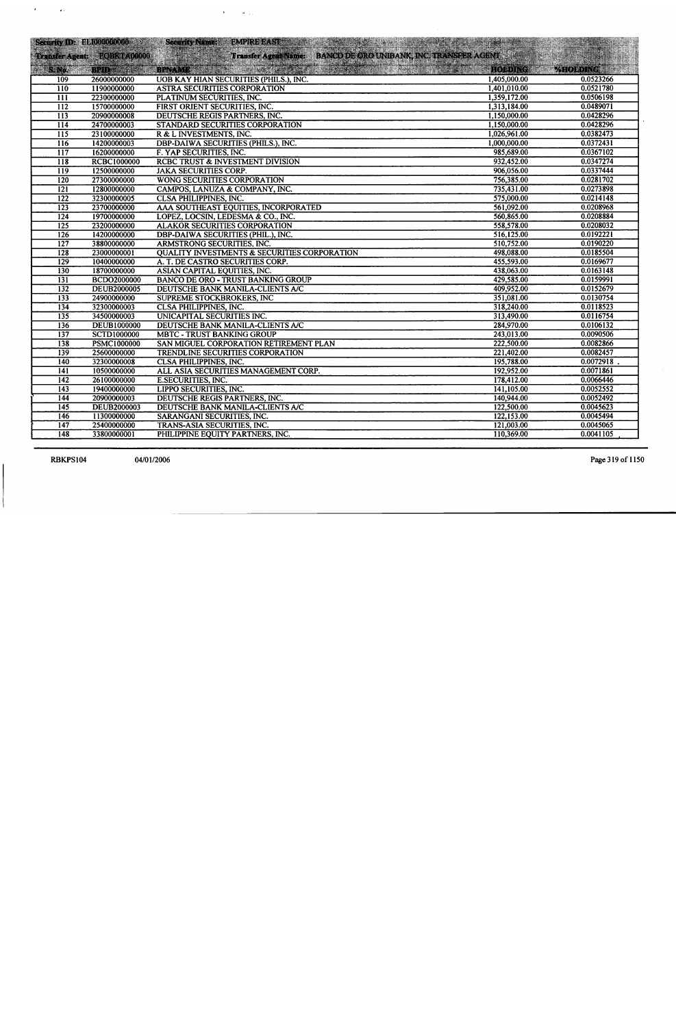| Security ID: EI1000000000 | Security Name: EMPIRE EAST | | | |
|---|---|---|---|---|
| Transfer Agent: EQBKTA00000 | Transfer Agent Name: BANCO DE ORO UNIBANK, INC. TRANSFER AGENT | | | |
| S. No. | BPID | BPNAME | HOLDING | %HOLDING |
| 109 | 26000000000 | UOB KAY HIAN SECURITIES (PHILS.), INC. | 1,405,000.00 | 0.0523266 |
| 110 | 11900000000 | ASTRA SECURITIES CORPORATION | 1,401,010.00 | 0.0521780 |
| 111 | 22300000000 | PLATINUM SECURITIES, INC. | 1,359,172.00 | 0.0506198 |
| 112 | 15700000000 | FIRST ORIENT SECURITIES, INC. | 1,313,184.00 | 0.0489071 |
| 113 | 20900000008 | DEUTSCHE REGIS PARTNERS, INC. | 1,150,000.00 | 0.0428296 |
| 114 | 24700000003 | STANDARD SECURITIES CORPORATION | 1,150,000.00 | 0.0428296 |
| 115 | 23100000000 | R & L INVESTMENTS, INC. | 1,026,961.00 | 0.0382473 |
| 116 | 14200000003 | DBP-DAIWA SECURITIES (PHILS.), INC. | 1,000,000.00 | 0.0372431 |
| 117 | 16200000000 | F. YAP SECURITIES, INC. | 985,689.00 | 0.0367102 |
| 118 | RCBC1000000 | RCBC TRUST & INVESTMENT DIVISION | 932,452.00 | 0.0347274 |
| 119 | 12500000000 | JAKA SECURITIES CORP. | 906,056.00 | 0.0337444 |
| 120 | 27300000000 | WONG SECURITIES CORPORATION | 756,385.00 | 0.0281702 |
| 121 | 12800000000 | CAMPOS, LANUZA & COMPANY, INC. | 735,431.00 | 0.0273898 |
| 122 | 32300000005 | CLSA PHILIPPINES, INC. | 575,000.00 | 0.0214148 |
| 123 | 23700000000 | AAA SOUTHEAST EQUITIES, INCORPORATED | 561,092.00 | 0.0208968 |
| 124 | 19700000000 | LOPEZ, LOCSIN, LEDESMA & CO., INC. | 560,865.00 | 0.0208884 |
| 125 | 23200000000 | ALAKOR SECURITIES CORPORATION | 558,578.00 | 0.0208032 |
| 126 | 14200000000 | DBP-DAIWA SECURITIES (PHIL.), INC. | 516,125.00 | 0.0192221 |
| 127 | 38800000000 | ARMSTRONG SECURITIES, INC. | 510,752.00 | 0.0190220 |
| 128 | 23000000001 | QUALITY INVESTMENTS & SECURITIES CORPORATION | 498,088.00 | 0.0185504 |
| 129 | 10400000000 | A. T. DE CASTRO SECURITIES CORP. | 455,593.00 | 0.0169677 |
| 130 | 18700000000 | ASIAN CAPITAL EQUITIES, INC. | 438,063.00 | 0.0163148 |
| 131 | BCDO2000000 | BANCO DE ORO - TRUST BANKING GROUP | 429,585.00 | 0.0159991 |
| 132 | DEUB2000005 | DEUTSCHE BANK MANILA-CLIENTS A/C | 409,952.00 | 0.0152679 |
| 133 | 24900000000 | SUPREME STOCKBROKERS, INC | 351,081.00 | 0.0130754 |
| 134 | 32300000003 | CLSA PHILIPPINES, INC. | 318,240.00 | 0.0118523 |
| 135 | 34500000003 | UNICAPITAL SECURITIES INC. | 313,490.00 | 0.0116754 |
| 136 | DEUB1000000 | DEUTSCHE BANK MANILA-CLIENTS A/C | 284,970.00 | 0.0106132 |
| 137 | SCTD1000000 | MBTC - TRUST BANKING GROUP | 243,013.00 | 0.0090506 |
| 138 | PSMC1000000 | SAN MIGUEL CORPORATION RETIREMENT PLAN | 222,500.00 | 0.0082866 |
| 139 | 25600000000 | TRENDLINE SECURITIES CORPORATION | 221,402.00 | 0.0082457 |
| 140 | 32300000008 | CLSA PHILIPPINES, INC. | 195,788.00 | 0.0072918 |
| 141 | 10500000000 | ALL ASIA SECURITIES MANAGEMENT CORP. | 192,952.00 | 0.0071861 |
| 142 | 26100000000 | E.SECURITIES, INC. | 178,412.00 | 0.0066446 |
| 143 | 19400000000 | LIPPO SECURITIES, INC. | 141,105.00 | 0.0052552 |
| 144 | 20900000003 | DEUTSCHE REGIS PARTNERS, INC. | 140,944.00 | 0.0052492 |
| 145 | DEUB2000003 | DEUTSCHE BANK MANILA-CLIENTS A/C | 122,500.00 | 0.0045623 |
| 146 | 11300000000 | SARANGANI SECURITIES, INC. | 122,153.00 | 0.0045494 |
| 147 | 25400000000 | TRANS-ASIA SECURITIES, INC. | 121,003.00 | 0.0045065 |
| 148 | 33800000001 | PHILIPPINE EQUITY PARTNERS, INC. | 110,369.00 | 0.0041105 |

RBKPS104 04/01/2006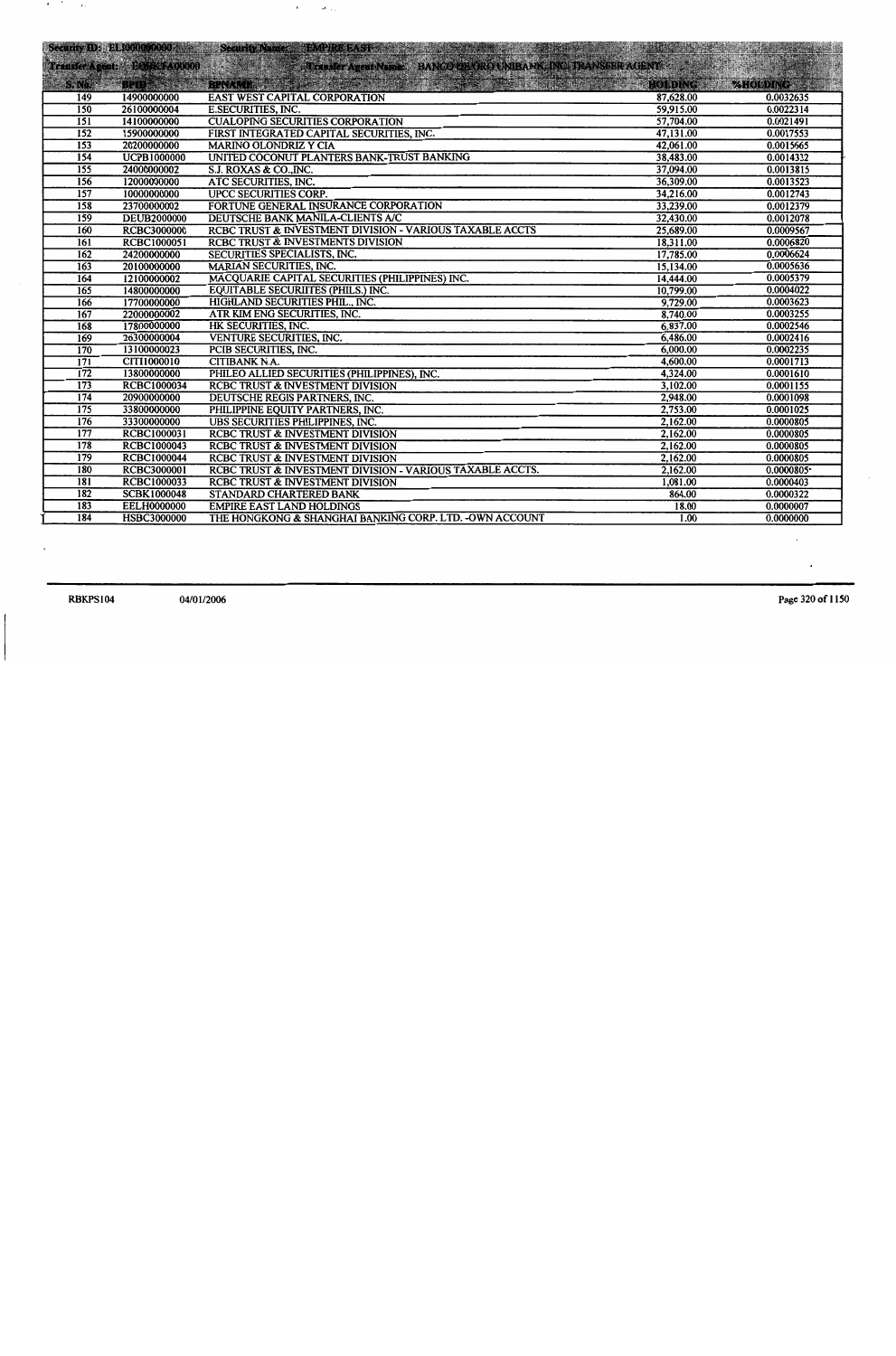Security ID: EL1000090000 Security Name: EMPIRE EAST

Transfer Agent: BOBKTA00000 Transfer Agent Name: BANCO DE ORO UNIBANK, INC. TRANSFER AGENT

| S. No. | BPID | BPNAME | HOLDING | %HOLDING |
|---|---|---|---|---|
| 149 | 14900000000 | EAST WEST CAPITAL CORPORATION | 87,628.00 | 0.0032635 |
| 150 | 26100000004 | E.SECURITIES, INC. | 59,915.00 | 0.0022314 |
| 151 | 14100000000 | CUALOPING SECURITIES CORPORATION | 57,704.00 | 0.0021491 |
| 152 | 15900000000 | FIRST INTEGRATED CAPITAL SECURITIES, INC. | 47,131.00 | 0.0017553 |
| 153 | 20200000000 | MARINO OLONDRIZ Y CIA | 42,061.00 | 0.0015665 |
| 154 | UCPB1000000 | UNITED COCONUT PLANTERS BANK-TRUST BANKING | 38,483.00 | 0.0014332 |
| 155 | 24000000002 | S.J. ROXAS & CO.,INC. | 37,094.00 | 0.0013815 |
| 156 | 12000000000 | ATC SECURITIES, INC. | 36,309.00 | 0.0013523 |
| 157 | 10000000000 | UPCC SECURITIES CORP. | 34,216.00 | 0.0012743 |
| 158 | 23700000002 | FORTUNE GENERAL INSURANCE CORPORATION | 33,239.00 | 0.0012379 |
| 159 | DEUB2000000 | DEUTSCHE BANK MANILA-CLIENTS A/C | 32,430.00 | 0.0012078 |
| 160 | RCBC3000000 | RCBC TRUST & INVESTMENT DIVISION - VARIOUS TAXABLE ACCTS | 25,689.00 | 0.0009567 |
| 161 | RCBC1000051 | RCBC TRUST & INVESTMENTS DIVISION | 18,311.00 | 0.0006820 |
| 162 | 24200000000 | SECURITIES SPECIALISTS, INC. | 17,785.00 | 0.0006624 |
| 163 | 20100000000 | MARIAN SECURITIES, INC. | 15,134.00 | 0.0005636 |
| 164 | 12100000002 | MACQUARIE CAPITAL SECURITIES (PHILIPPINES) INC. | 14,444.00 | 0.0005379 |
| 165 | 14800000000 | EQUITABLE SECURIITES (PHILS.) INC. | 10,799.00 | 0.0004022 |
| 166 | 17700000000 | HIGHLAND SECURITIES PHIL., INC. | 9,729.00 | 0.0003623 |
| 167 | 22000000002 | ATR KIM ENG SECURITIES, INC. | 8,740.00 | 0.0003255 |
| 168 | 17800000000 | HK SECURITIES, INC. | 6,837.00 | 0.0002546 |
| 169 | 26300000004 | VENTURE SECURITIES, INC. | 6,486.00 | 0.0002416 |
| 170 | 13100000023 | PCIB SECURITIES, INC. | 6,000.00 | 0.0002235 |
| 171 | CITI1000010 | CITIBANK N.A. | 4,600.00 | 0.0001713 |
| 172 | 13800000000 | PHILEO ALLIED SECURITIES (PHILIPPINES), INC. | 4,324.00 | 0.0001610 |
| 173 | RCBC1000034 | RCBC TRUST & INVESTMENT DIVISION | 3,102.00 | 0.0001155 |
| 174 | 20900000000 | DEUTSCHE REGIS PARTNERS, INC. | 2,948.00 | 0.0001098 |
| 175 | 33800000000 | PHILIPPINE EQUITY PARTNERS, INC. | 2,753.00 | 0.0001025 |
| 176 | 33300000000 | UBS SECURITIES PHILIPPINES, INC. | 2,162.00 | 0.0000805 |
| 177 | RCBC1000031 | RCBC TRUST & INVESTMENT DIVISION | 2,162.00 | 0.0000805 |
| 178 | RCBC1000043 | RCBC TRUST & INVESTMENT DIVISION | 2,162.00 | 0.0000805 |
| 179 | RCBC1000044 | RCBC TRUST & INVESTMENT DIVISION | 2,162.00 | 0.0000805 |
| 180 | RCBC3000001 | RCBC TRUST & INVESTMENT DIVISION - VARIOUS TAXABLE ACCTS. | 2,162.00 | 0.0000805 |
| 181 | RCBC1000033 | RCBC TRUST & INVESTMENT DIVISION | 1,081.00 | 0.0000403 |
| 182 | SCBK1000048 | STANDARD CHARTERED BANK | 864.00 | 0.0000322 |
| 183 | EELH0000000 | EMPIRE EAST LAND HOLDINGS | 18.00 | 0.0000007 |
| 184 | HSBC3000000 | THE HONGKONG & SHANGHAI BANKING CORP. LTD. -OWN ACCOUNT | 1.00 | 0.0000000 |

RBKPS104 04/01/2006